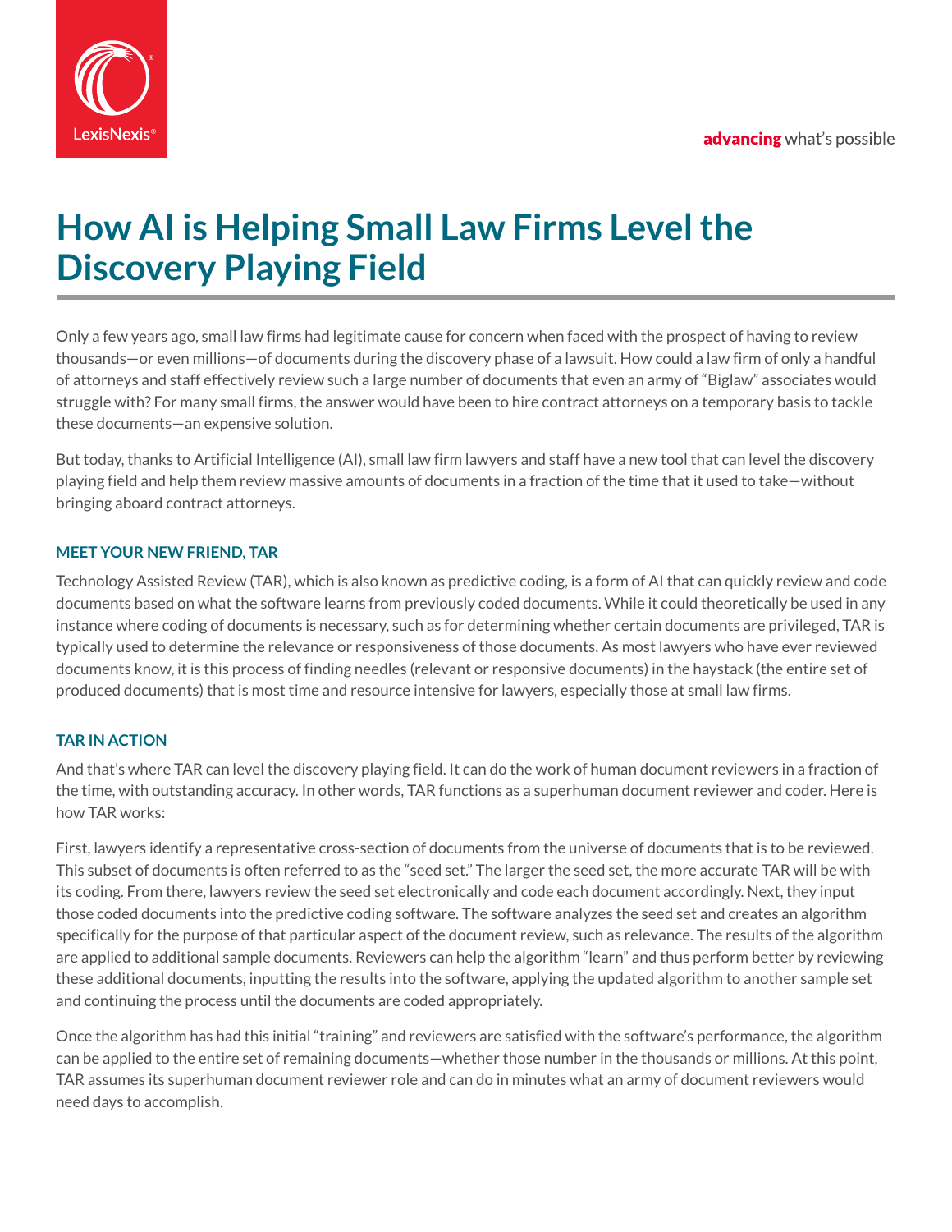# How AI is Helping Small Law Firms Level the Discovery Playing Field

Only a few years ago, small law firms had legitimate cause for concern when faced with the prospect of having to review thousands—or even millions—of documents during the discovery phase of a lawsuit. How could a law firm of only a handful of attorneys and staff effectively review such a large number of documents that even an army of "Biglaw" associates would struggle with? For many small firms, the answer would have been to hire contract attorneys on a temporary basis to tackle these documents—an expensive solution.

But today, thanks to Artificial Intelligence (AI), small law firm lawyers and staff have a new tool that can level the discovery playing field and help them review massive amounts of documents in a fraction of the time that it used to take—without bringing aboard contract attorneys.

## MEET YOUR NEW FRIEND, TAR

Technology Assisted Review (TAR), which is also known as predictive coding, is a form of AI that can quickly review and code documents based on what the software learns from previously coded documents. While it could theoretically be used in any instance where coding of documents is necessary, such as for determining whether certain documents are privileged, TAR is typically used to determine the relevance or responsiveness of those documents. As most lawyers who have ever reviewed documents know, it is this process of finding needles (relevant or responsive documents) in the haystack (the entire set of produced documents) that is most time and resource intensive for lawyers, especially those at small law firms.

## TAR IN ACTION

And that's where TAR can level the discovery playing field. It can do the work of human document reviewers in a fraction of the time, with outstanding accuracy. In other words, TAR functions as a superhuman document reviewer and coder. Here is how TAR works:

First, lawyers identify a representative cross-section of documents from the universe of documents that is to be reviewed. This subset of documents is often referred to as the "seed set." The larger the seed set, the more accurate TAR will be with its coding. From there, lawyers review the seed set electronically and code each document accordingly. Next, they input those coded documents into the predictive coding software. The software analyzes the seed set and creates an algorithm specifically for the purpose of that particular aspect of the document review, such as relevance. The results of the algorithm are applied to additional sample documents. Reviewers can help the algorithm "learn" and thus perform better by reviewing these additional documents, inputting the results into the software, applying the updated algorithm to another sample set and continuing the process until the documents are coded appropriately.

Once the algorithm has had this initial "training" and reviewers are satisfied with the software's performance, the algorithm can be applied to the entire set of remaining documents—whether those number in the thousands or millions. At this point, TAR assumes its superhuman document reviewer role and can do in minutes what an army of document reviewers would need days to accomplish.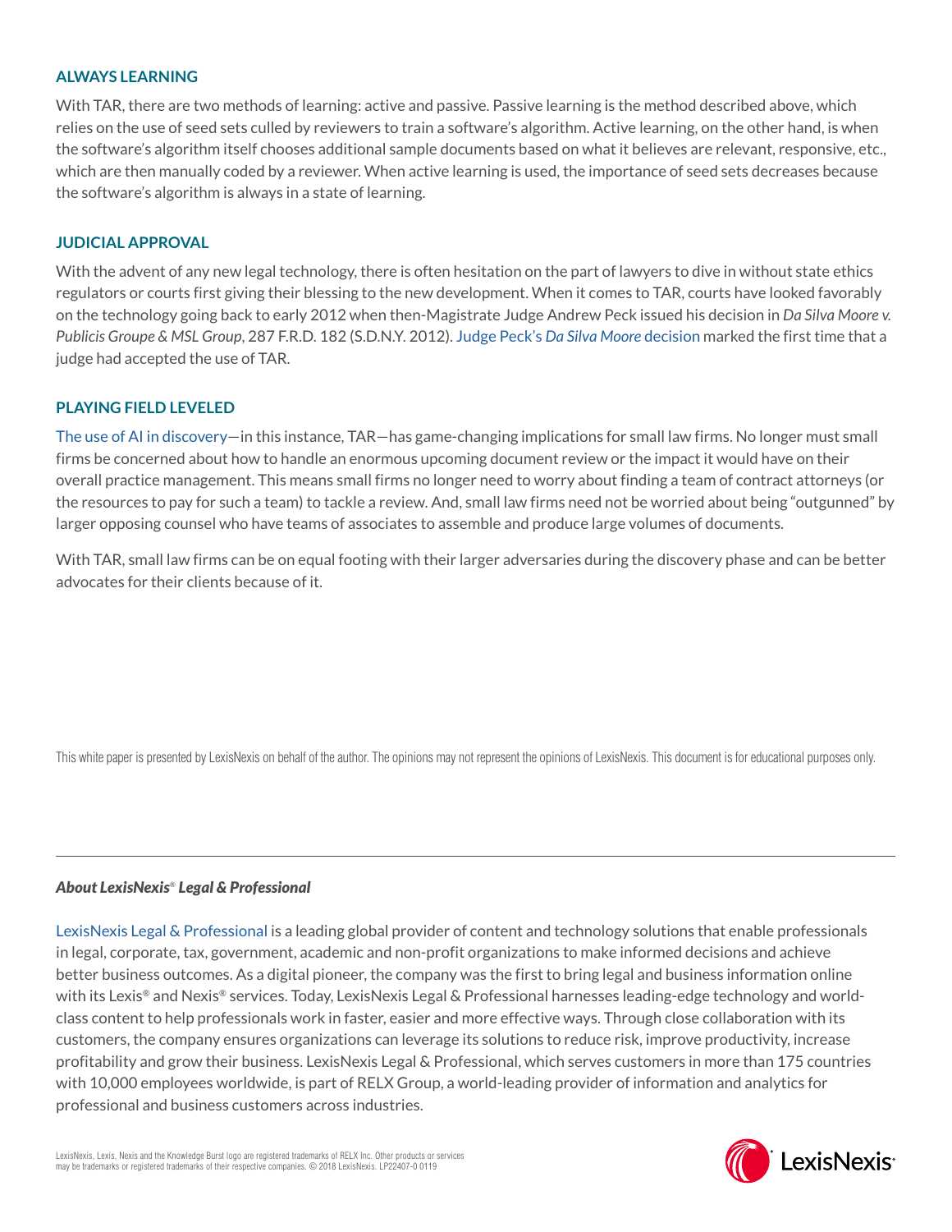## ALWAYS LEARNING

With TAR, there are two methods of learning: active and passive. Passive learning is the method described above, which relies on the use of seed sets culled by reviewers to train a software's algorithm. Active learning, on the other hand, is when the software's algorithm itself chooses additional sample documents based on what it believes are relevant, responsive, etc., which are then manually coded by a reviewer. When active learning is used, the importance of seed sets decreases because the software's algorithm is always in a state of learning.

## JUDICIAL APPROVAL

With the advent of any new legal technology, there is often hesitation on the part of lawyers to dive in without state ethics regulators or courts first giving their blessing to the new development. When it comes to TAR, courts have looked favorably on the technology going back to early 2012 when then-Magistrate Judge Andrew Peck issued his decision in *Da Silva Moore v. Publicis Groupe & MSL Group*, 287 F.R.D. 182 (S.D.N.Y. 2012). Judge Peck's *Da Silva Moore* decision marked the first time that a judge had accepted the use of TAR.

## PLAYING FIELD LEVELED

The use of AI in discovery—in this instance, TAR—has game-changing implications for small law firms. No longer must small firms be concerned about how to handle an enormous upcoming document review or the impact it would have on their overall practice management. This means small firms no longer need to worry about finding a team of contract attorneys (or the resources to pay for such a team) to tackle a review. And, small law firms need not be worried about being "outgunned" by larger opposing counsel who have teams of associates to assemble and produce large volumes of documents.

With TAR, small law firms can be on equal footing with their larger adversaries during the discovery phase and can be better advocates for their clients because of it.

This white paper is presented by LexisNexis on behalf of the author. The opinions may not represent the opinions of LexisNexis. This document is for educational purposes only.

---

### *About LexisNexis® Legal & Professional*

LexisNexis Legal & Professional is a leading global provider of content and technology solutions that enable professionals in legal, corporate, tax, government, academic and non-profit organizations to make informed decisions and achieve better business outcomes. As a digital pioneer, the company was the first to bring legal and business information online with its Lexis® and Nexis® services. Today, LexisNexis Legal & Professional harnesses leading-edge technology and world-class content to help professionals work in faster, easier and more effective ways. Through close collaboration with its customers, the company ensures organizations can leverage its solutions to reduce risk, improve productivity, increase profitability and grow their business. LexisNexis Legal & Professional, which serves customers in more than 175 countries with 10,000 employees worldwide, is part of RELX Group, a world-leading provider of information and analytics for professional and business customers across industries.

LexisNexis, Lexis, Nexis and the Knowledge Burst logo are registered trademarks of RELX Inc. Other products or services may be trademarks or registered trademarks of their respective companies. © 2018 LexisNexis. LP22407-0 0119